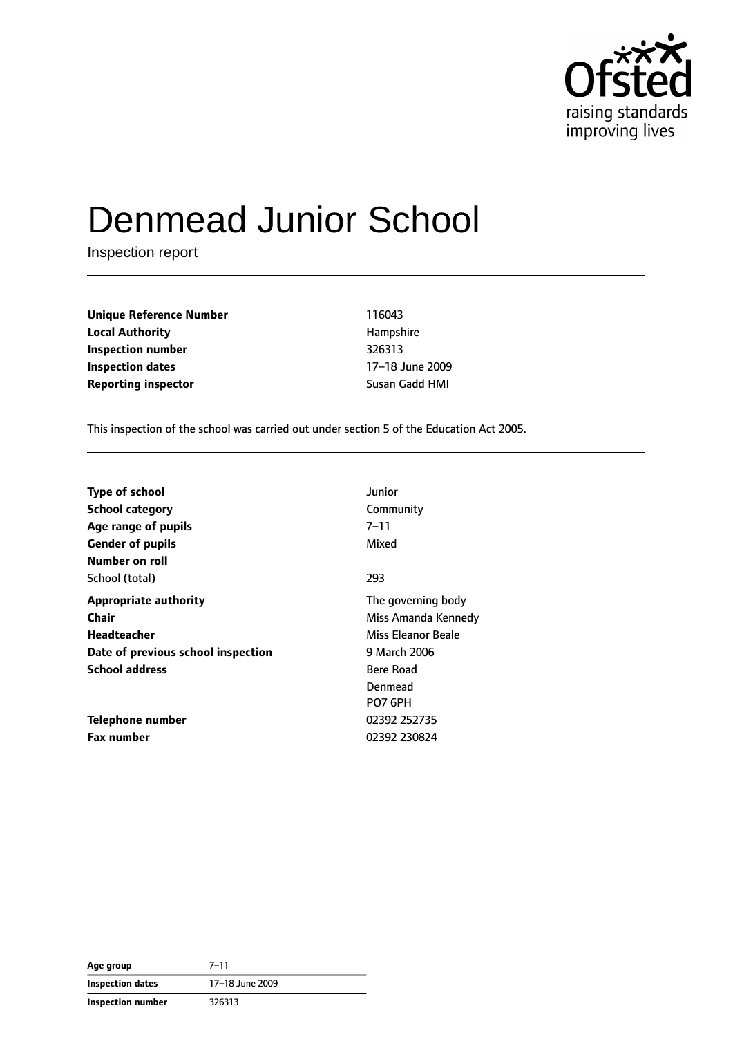# Denmead Junior School

Inspection report

| | |
|---|---|
| **Unique Reference Number** | 116043 |
| **Local Authority** | Hampshire |
| **Inspection number** | 326313 |
| **Inspection dates** | 17–18 June 2009 |
| **Reporting inspector** | Susan Gadd HMI |

This inspection of the school was carried out under section 5 of the Education Act 2005.

| | |
|---|---|
| **Type of school** | Junior |
| **School category** | Community |
| **Age range of pupils** | 7–11 |
| **Gender of pupils** | Mixed |
| **Number on roll** | |
| School (total) | 293 |
| **Appropriate authority** | The governing body |
| **Chair** | Miss Amanda Kennedy |
| **Headteacher** | Miss Eleanor Beale |
| **Date of previous school inspection** | 9 March 2006 |
| **School address** | Bere Road<br>Denmead<br>PO7 6PH |
| **Telephone number** | 02392 252735 |
| **Fax number** | 02392 230824 |

| | |
|---|---|
| **Age group** | 7–11 |
| **Inspection dates** | 17–18 June 2009 |
| **Inspection number** | 326313 |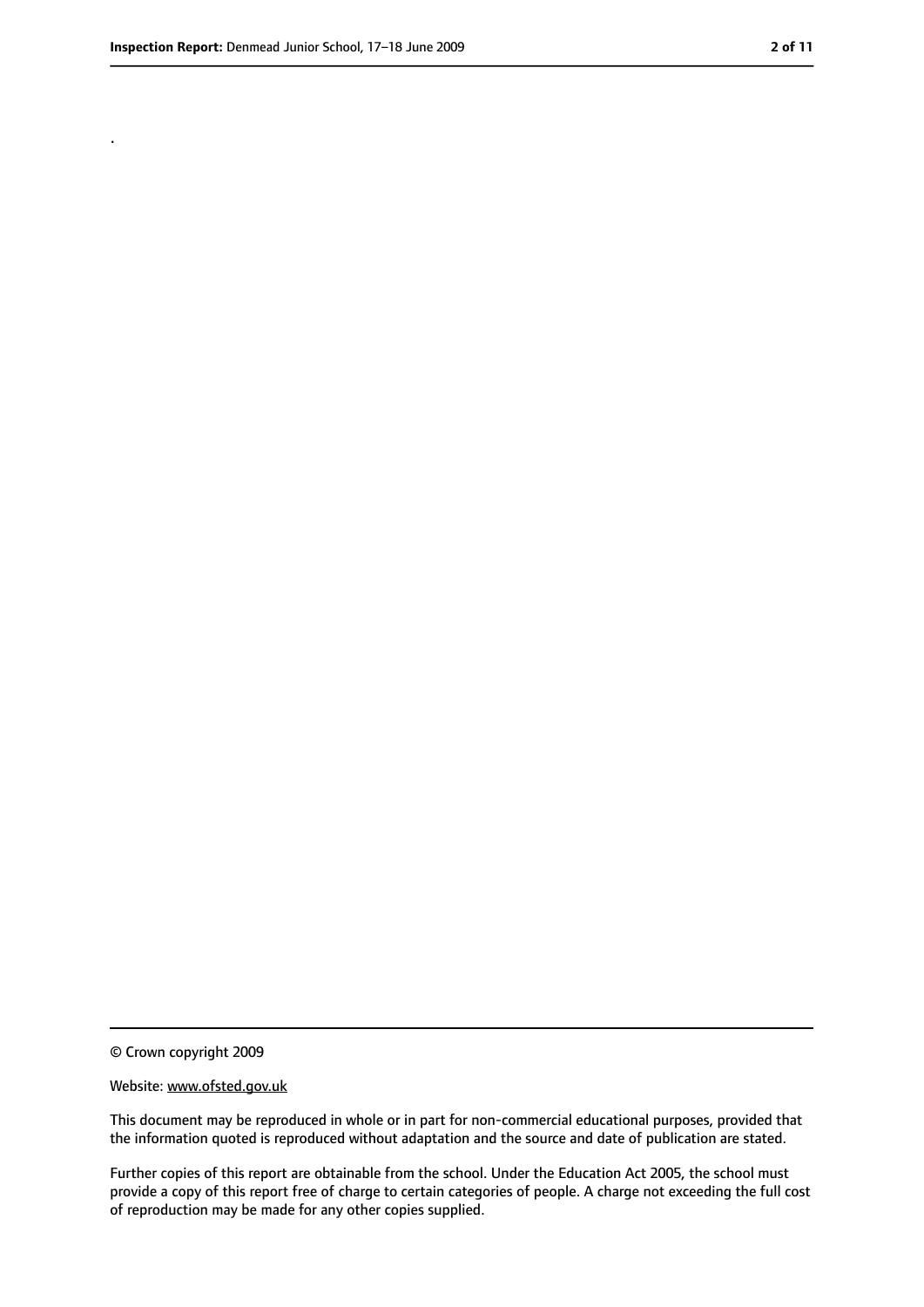.

© Crown copyright 2009

Website: www.ofsted.gov.uk

This document may be reproduced in whole or in part for non-commercial educational purposes, provided that the information quoted is reproduced without adaptation and the source and date of publication are stated.

Further copies of this report are obtainable from the school. Under the Education Act 2005, the school must provide a copy of this report free of charge to certain categories of people. A charge not exceeding the full cost of reproduction may be made for any other copies supplied.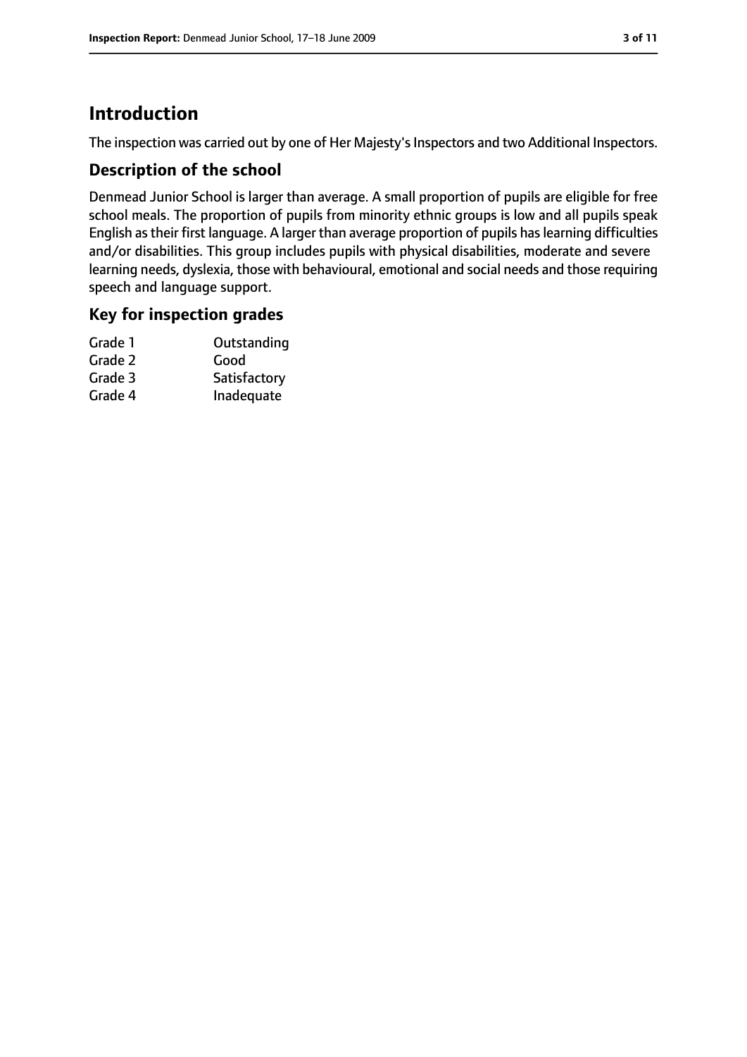# Introduction

The inspection was carried out by one of Her Majesty's Inspectors and two Additional Inspectors.

## Description of the school

Denmead Junior School is larger than average. A small proportion of pupils are eligible for free school meals. The proportion of pupils from minority ethnic groups is low and all pupils speak English as their first language. A larger than average proportion of pupils has learning difficulties and/or disabilities. This group includes pupils with physical disabilities, moderate and severe learning needs, dyslexia, those with behavioural, emotional and social needs and those requiring speech and language support.

## Key for inspection grades

| | |
|---|---|
| Grade 1 | Outstanding |
| Grade 2 | Good |
| Grade 3 | Satisfactory |
| Grade 4 | Inadequate |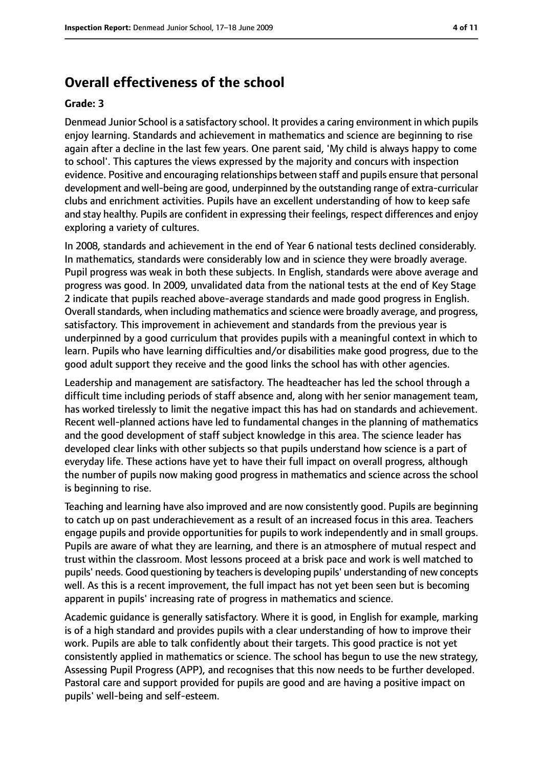## Overall effectiveness of the school

**Grade: 3**

Denmead Junior School is a satisfactory school. It provides a caring environment in which pupils enjoy learning. Standards and achievement in mathematics and science are beginning to rise again after a decline in the last few years. One parent said, 'My child is always happy to come to school'. This captures the views expressed by the majority and concurs with inspection evidence. Positive and encouraging relationships between staff and pupils ensure that personal development and well-being are good, underpinned by the outstanding range of extra-curricular clubs and enrichment activities. Pupils have an excellent understanding of how to keep safe and stay healthy. Pupils are confident in expressing their feelings, respect differences and enjoy exploring a variety of cultures.

In 2008, standards and achievement in the end of Year 6 national tests declined considerably. In mathematics, standards were considerably low and in science they were broadly average. Pupil progress was weak in both these subjects. In English, standards were above average and progress was good. In 2009, unvalidated data from the national tests at the end of Key Stage 2 indicate that pupils reached above-average standards and made good progress in English. Overall standards, when including mathematics and science were broadly average, and progress, satisfactory. This improvement in achievement and standards from the previous year is underpinned by a good curriculum that provides pupils with a meaningful context in which to learn. Pupils who have learning difficulties and/or disabilities make good progress, due to the good adult support they receive and the good links the school has with other agencies.

Leadership and management are satisfactory. The headteacher has led the school through a difficult time including periods of staff absence and, along with her senior management team, has worked tirelessly to limit the negative impact this has had on standards and achievement. Recent well-planned actions have led to fundamental changes in the planning of mathematics and the good development of staff subject knowledge in this area. The science leader has developed clear links with other subjects so that pupils understand how science is a part of everyday life. These actions have yet to have their full impact on overall progress, although the number of pupils now making good progress in mathematics and science across the school is beginning to rise.

Teaching and learning have also improved and are now consistently good. Pupils are beginning to catch up on past underachievement as a result of an increased focus in this area. Teachers engage pupils and provide opportunities for pupils to work independently and in small groups. Pupils are aware of what they are learning, and there is an atmosphere of mutual respect and trust within the classroom. Most lessons proceed at a brisk pace and work is well matched to pupils' needs. Good questioning by teachers is developing pupils' understanding of new concepts well. As this is a recent improvement, the full impact has not yet been seen but is becoming apparent in pupils' increasing rate of progress in mathematics and science.

Academic guidance is generally satisfactory. Where it is good, in English for example, marking is of a high standard and provides pupils with a clear understanding of how to improve their work. Pupils are able to talk confidently about their targets. This good practice is not yet consistently applied in mathematics or science. The school has begun to use the new strategy, Assessing Pupil Progress (APP), and recognises that this now needs to be further developed. Pastoral care and support provided for pupils are good and are having a positive impact on pupils' well-being and self-esteem.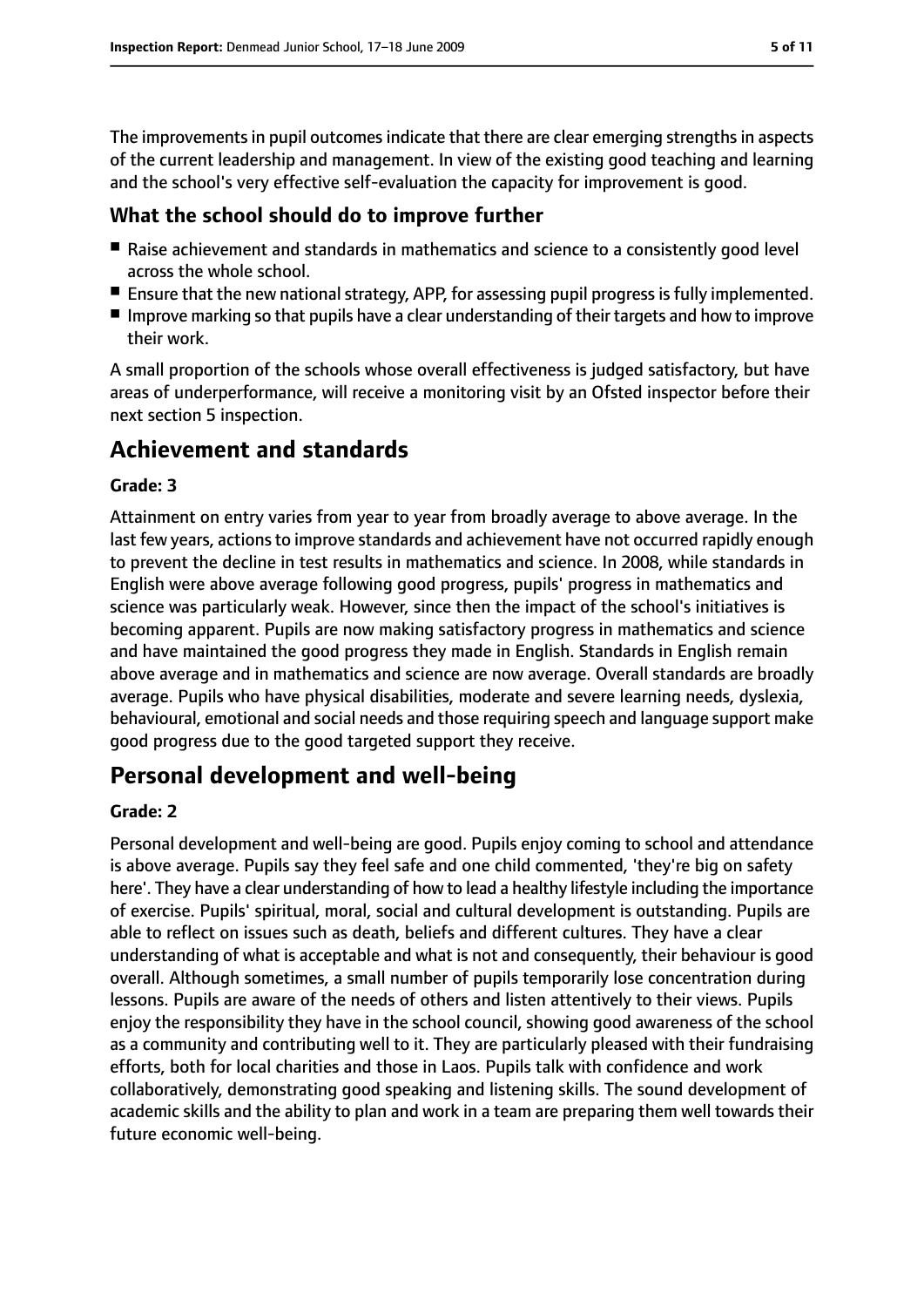The improvements in pupil outcomes indicate that there are clear emerging strengths in aspects of the current leadership and management. In view of the existing good teaching and learning and the school's very effective self-evaluation the capacity for improvement is good.

### What the school should do to improve further

- Raise achievement and standards in mathematics and science to a consistently good level across the whole school.
- Ensure that the new national strategy, APP, for assessing pupil progress is fully implemented.
- Improve marking so that pupils have a clear understanding of their targets and how to improve their work.

A small proportion of the schools whose overall effectiveness is judged satisfactory, but have areas of underperformance, will receive a monitoring visit by an Ofsted inspector before their next section 5 inspection.

## Achievement and standards

#### Grade: 3

Attainment on entry varies from year to year from broadly average to above average. In the last few years, actions to improve standards and achievement have not occurred rapidly enough to prevent the decline in test results in mathematics and science. In 2008, while standards in English were above average following good progress, pupils' progress in mathematics and science was particularly weak. However, since then the impact of the school's initiatives is becoming apparent. Pupils are now making satisfactory progress in mathematics and science and have maintained the good progress they made in English. Standards in English remain above average and in mathematics and science are now average. Overall standards are broadly average. Pupils who have physical disabilities, moderate and severe learning needs, dyslexia, behavioural, emotional and social needs and those requiring speech and language support make good progress due to the good targeted support they receive.

## Personal development and well-being

#### Grade: 2

Personal development and well-being are good. Pupils enjoy coming to school and attendance is above average. Pupils say they feel safe and one child commented, 'they're big on safety here'. They have a clear understanding of how to lead a healthy lifestyle including the importance of exercise. Pupils' spiritual, moral, social and cultural development is outstanding. Pupils are able to reflect on issues such as death, beliefs and different cultures. They have a clear understanding of what is acceptable and what is not and consequently, their behaviour is good overall. Although sometimes, a small number of pupils temporarily lose concentration during lessons. Pupils are aware of the needs of others and listen attentively to their views. Pupils enjoy the responsibility they have in the school council, showing good awareness of the school as a community and contributing well to it. They are particularly pleased with their fundraising efforts, both for local charities and those in Laos. Pupils talk with confidence and work collaboratively, demonstrating good speaking and listening skills. The sound development of academic skills and the ability to plan and work in a team are preparing them well towards their future economic well-being.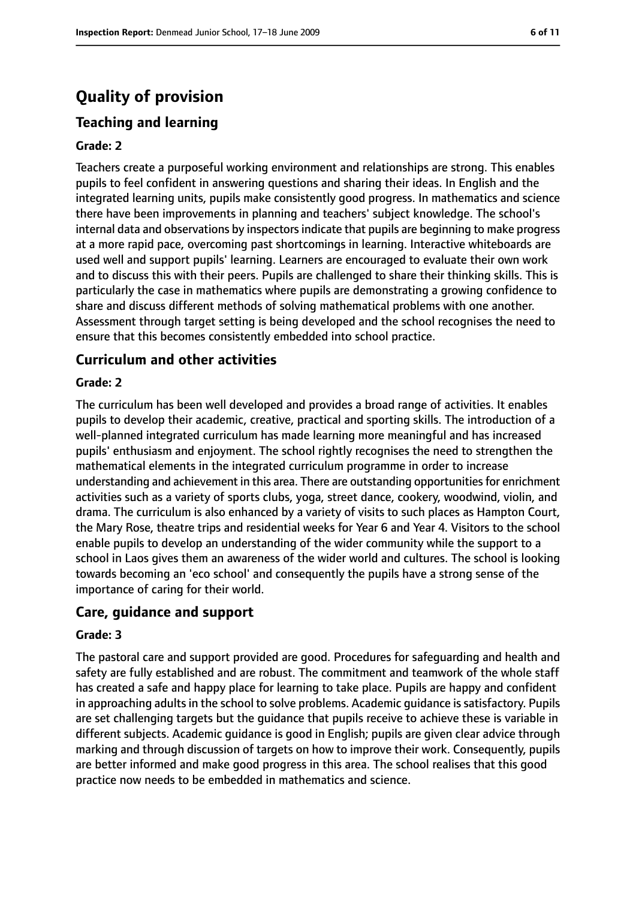# Quality of provision

## Teaching and learning

**Grade: 2**

Teachers create a purposeful working environment and relationships are strong. This enables pupils to feel confident in answering questions and sharing their ideas. In English and the integrated learning units, pupils make consistently good progress. In mathematics and science there have been improvements in planning and teachers' subject knowledge. The school's internal data and observations by inspectors indicate that pupils are beginning to make progress at a more rapid pace, overcoming past shortcomings in learning. Interactive whiteboards are used well and support pupils' learning. Learners are encouraged to evaluate their own work and to discuss this with their peers. Pupils are challenged to share their thinking skills. This is particularly the case in mathematics where pupils are demonstrating a growing confidence to share and discuss different methods of solving mathematical problems with one another. Assessment through target setting is being developed and the school recognises the need to ensure that this becomes consistently embedded into school practice.

## Curriculum and other activities

**Grade: 2**

The curriculum has been well developed and provides a broad range of activities. It enables pupils to develop their academic, creative, practical and sporting skills. The introduction of a well-planned integrated curriculum has made learning more meaningful and has increased pupils' enthusiasm and enjoyment. The school rightly recognises the need to strengthen the mathematical elements in the integrated curriculum programme in order to increase understanding and achievement in this area. There are outstanding opportunities for enrichment activities such as a variety of sports clubs, yoga, street dance, cookery, woodwind, violin, and drama. The curriculum is also enhanced by a variety of visits to such places as Hampton Court, the Mary Rose, theatre trips and residential weeks for Year 6 and Year 4. Visitors to the school enable pupils to develop an understanding of the wider community while the support to a school in Laos gives them an awareness of the wider world and cultures. The school is looking towards becoming an 'eco school' and consequently the pupils have a strong sense of the importance of caring for their world.

## Care, guidance and support

**Grade: 3**

The pastoral care and support provided are good. Procedures for safeguarding and health and safety are fully established and are robust. The commitment and teamwork of the whole staff has created a safe and happy place for learning to take place. Pupils are happy and confident in approaching adults in the school to solve problems. Academic guidance is satisfactory. Pupils are set challenging targets but the guidance that pupils receive to achieve these is variable in different subjects. Academic guidance is good in English; pupils are given clear advice through marking and through discussion of targets on how to improve their work. Consequently, pupils are better informed and make good progress in this area. The school realises that this good practice now needs to be embedded in mathematics and science.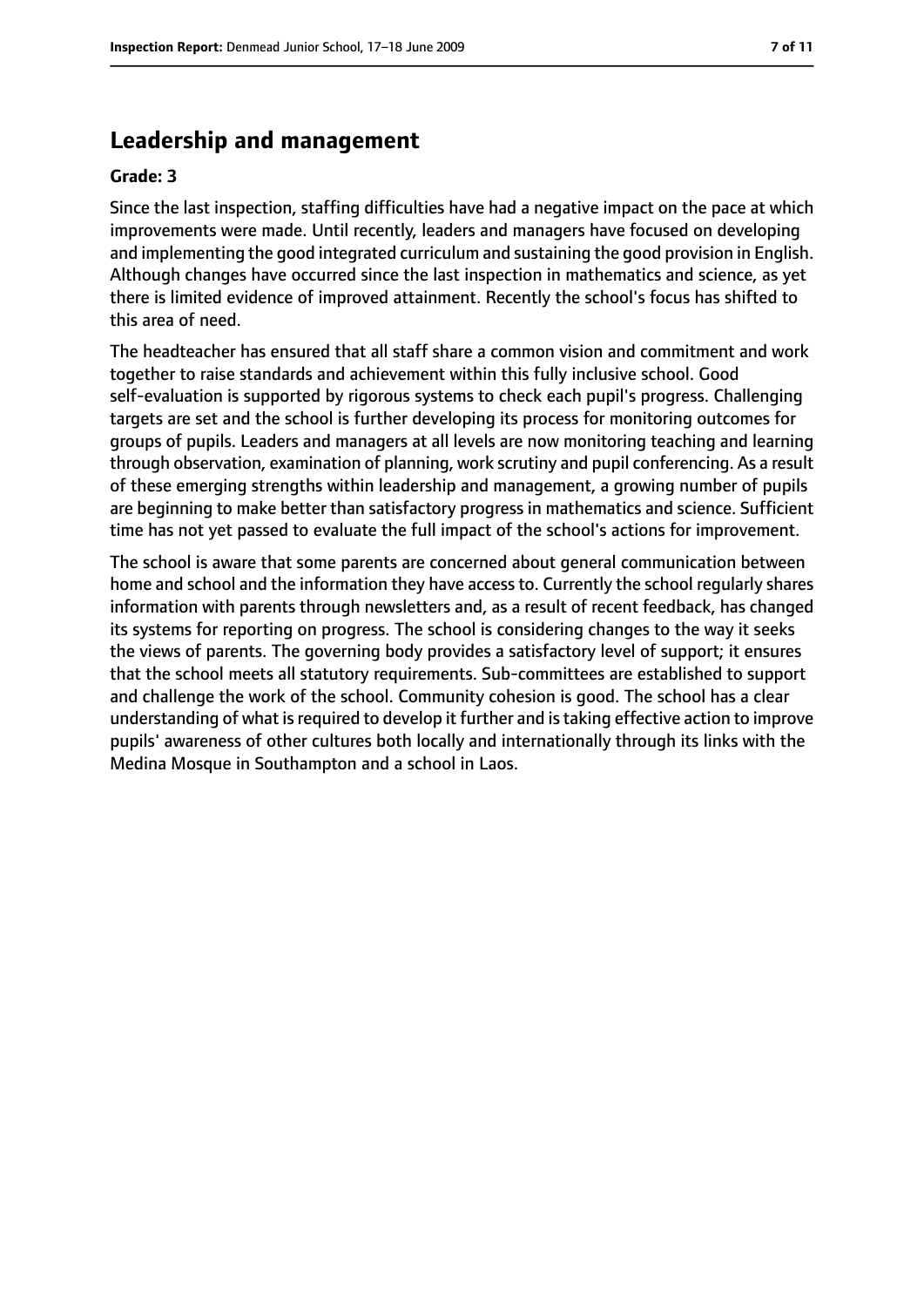## Leadership and management

**Grade: 3**

Since the last inspection, staffing difficulties have had a negative impact on the pace at which improvements were made. Until recently, leaders and managers have focused on developing and implementing the good integrated curriculum and sustaining the good provision in English. Although changes have occurred since the last inspection in mathematics and science, as yet there is limited evidence of improved attainment. Recently the school's focus has shifted to this area of need.

The headteacher has ensured that all staff share a common vision and commitment and work together to raise standards and achievement within this fully inclusive school. Good self-evaluation is supported by rigorous systems to check each pupil's progress. Challenging targets are set and the school is further developing its process for monitoring outcomes for groups of pupils. Leaders and managers at all levels are now monitoring teaching and learning through observation, examination of planning, work scrutiny and pupil conferencing. As a result of these emerging strengths within leadership and management, a growing number of pupils are beginning to make better than satisfactory progress in mathematics and science. Sufficient time has not yet passed to evaluate the full impact of the school's actions for improvement.

The school is aware that some parents are concerned about general communication between home and school and the information they have access to. Currently the school regularly shares information with parents through newsletters and, as a result of recent feedback, has changed its systems for reporting on progress. The school is considering changes to the way it seeks the views of parents. The governing body provides a satisfactory level of support; it ensures that the school meets all statutory requirements. Sub-committees are established to support and challenge the work of the school. Community cohesion is good. The school has a clear understanding of what is required to develop it further and is taking effective action to improve pupils' awareness of other cultures both locally and internationally through its links with the Medina Mosque in Southampton and a school in Laos.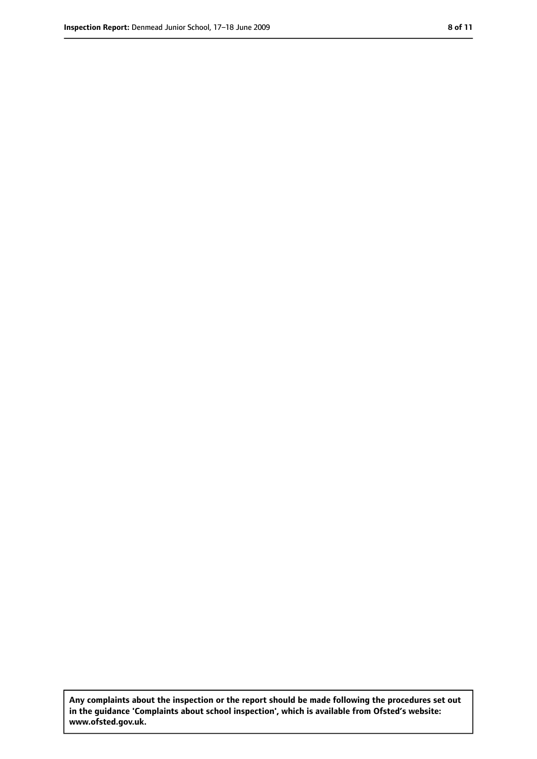**Any complaints about the inspection or the report should be made following the procedures set out in the guidance 'Complaints about school inspection', which is available from Ofsted's website: www.ofsted.gov.uk.**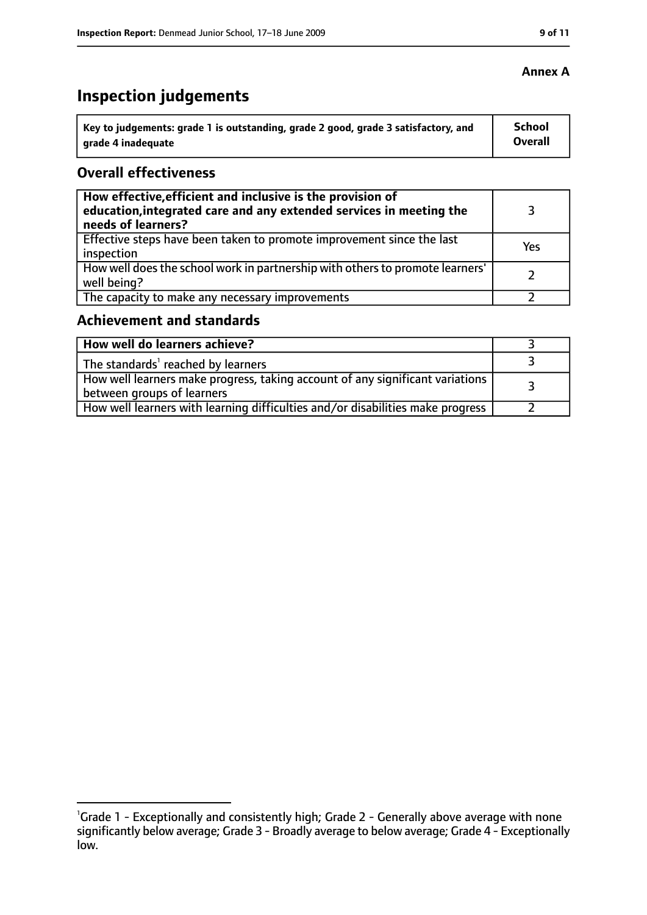**Annex A**

# Inspection judgements

| Key to judgements: grade 1 is outstanding, grade 2 good, grade 3 satisfactory, and grade 4 inadequate | School Overall |
|---|---|

## Overall effectiveness

| | |
|---|---|
| **How effective, efficient and inclusive is the provision of education, integrated care and any extended services in meeting the needs of learners?** | 3 |
| Effective steps have been taken to promote improvement since the last inspection | Yes |
| How well does the school work in partnership with others to promote learners' well being? | 2 |
| The capacity to make any necessary improvements | 2 |

## Achievement and standards

| | |
|---|---|
| **How well do learners achieve?** | 3 |
| The standards[1] reached by learners | 3 |
| How well learners make progress, taking account of any significant variations between groups of learners | 3 |
| How well learners with learning difficulties and/or disabilities make progress | 2 |

[1]Grade 1 - Exceptionally and consistently high; Grade 2 - Generally above average with none significantly below average; Grade 3 - Broadly average to below average; Grade 4 - Exceptionally low.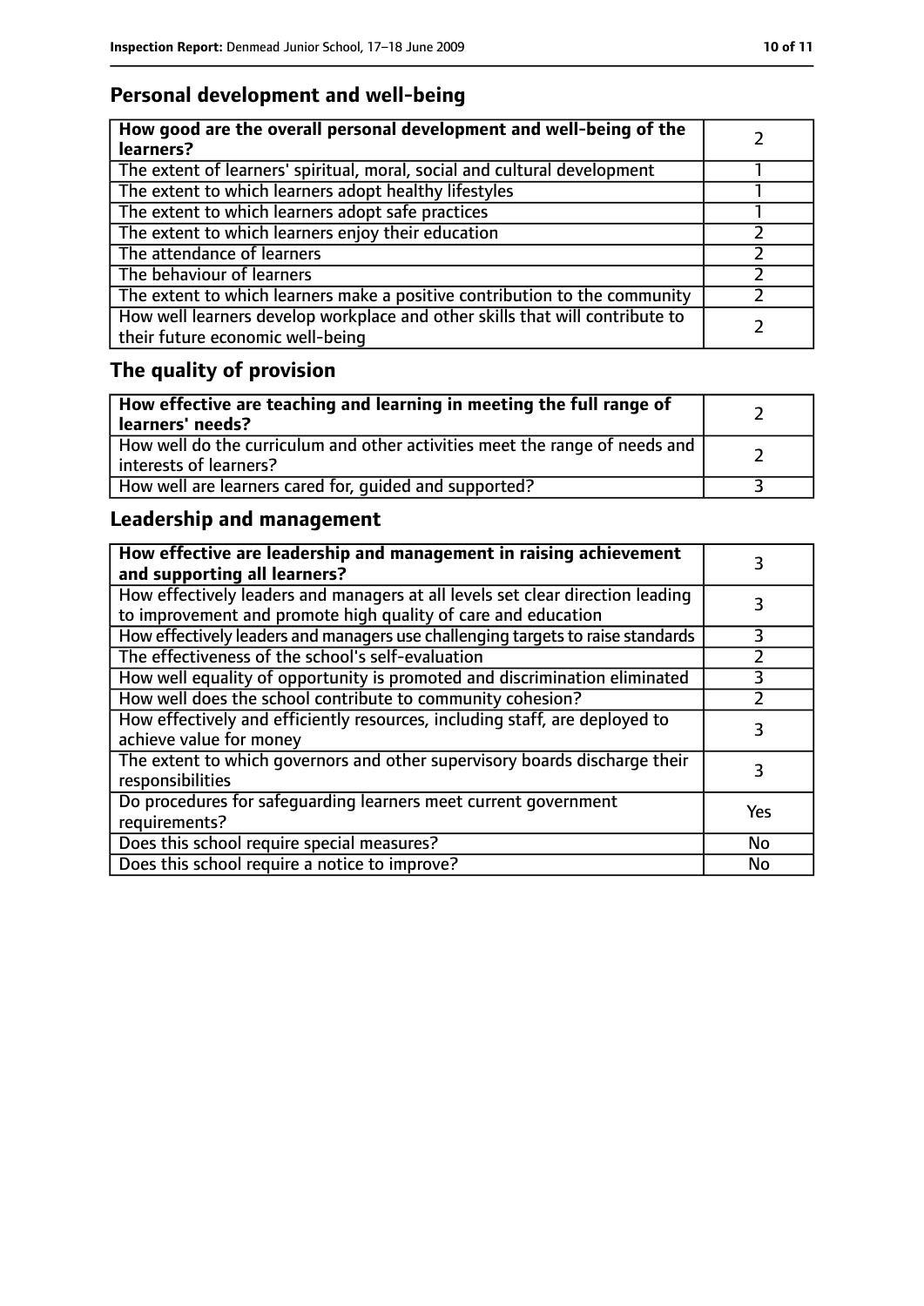## Personal development and well-being

| **How good are the overall personal development and well-being of the learners?** | 2 |
|---|---|
| The extent of learners' spiritual, moral, social and cultural development | 1 |
| The extent to which learners adopt healthy lifestyles | 1 |
| The extent to which learners adopt safe practices | 1 |
| The extent to which learners enjoy their education | 2 |
| The attendance of learners | 2 |
| The behaviour of learners | 2 |
| The extent to which learners make a positive contribution to the community | 2 |
| How well learners develop workplace and other skills that will contribute to their future economic well-being | 2 |

## The quality of provision

| **How effective are teaching and learning in meeting the full range of learners' needs?** | 2 |
|---|---|
| How well do the curriculum and other activities meet the range of needs and interests of learners? | 2 |
| How well are learners cared for, guided and supported? | 3 |

## Leadership and management

| **How effective are leadership and management in raising achievement and supporting all learners?** | 3 |
|---|---|
| How effectively leaders and managers at all levels set clear direction leading to improvement and promote high quality of care and education | 3 |
| How effectively leaders and managers use challenging targets to raise standards | 3 |
| The effectiveness of the school's self-evaluation | 2 |
| How well equality of opportunity is promoted and discrimination eliminated | 3 |
| How well does the school contribute to community cohesion? | 2 |
| How effectively and efficiently resources, including staff, are deployed to achieve value for money | 3 |
| The extent to which governors and other supervisory boards discharge their responsibilities | 3 |
| Do procedures for safeguarding learners meet current government requirements? | Yes |
| Does this school require special measures? | No |
| Does this school require a notice to improve? | No |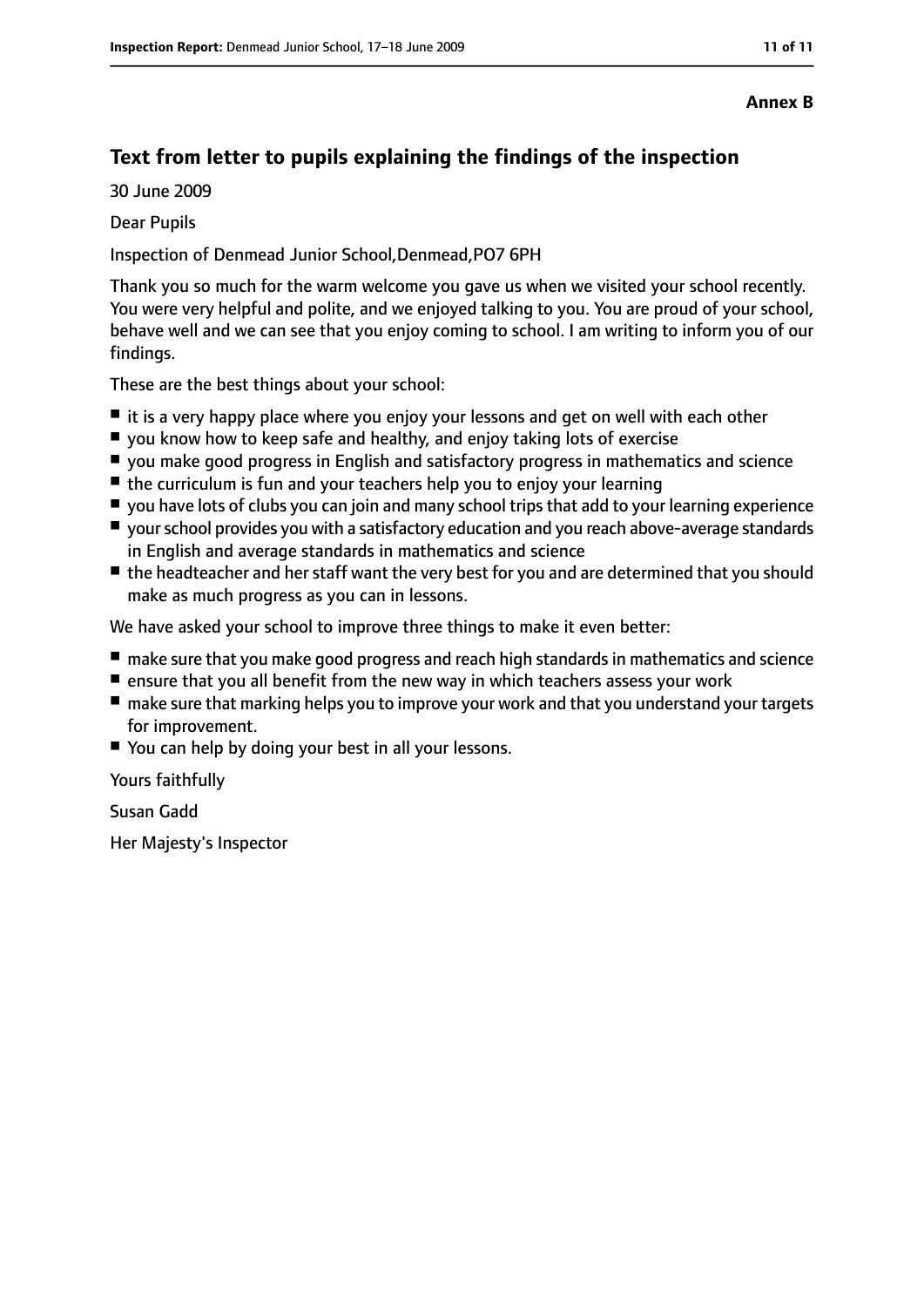**Annex B**

## Text from letter to pupils explaining the findings of the inspection

30 June 2009

Dear Pupils

Inspection of Denmead Junior School,Denmead,PO7 6PH

Thank you so much for the warm welcome you gave us when we visited your school recently. You were very helpful and polite, and we enjoyed talking to you. You are proud of your school, behave well and we can see that you enjoy coming to school. I am writing to inform you of our findings.

These are the best things about your school:

- it is a very happy place where you enjoy your lessons and get on well with each other
- you know how to keep safe and healthy, and enjoy taking lots of exercise
- you make good progress in English and satisfactory progress in mathematics and science
- the curriculum is fun and your teachers help you to enjoy your learning
- you have lots of clubs you can join and many school trips that add to your learning experience
- your school provides you with a satisfactory education and you reach above-average standards in English and average standards in mathematics and science
- the headteacher and her staff want the very best for you and are determined that you should make as much progress as you can in lessons.

We have asked your school to improve three things to make it even better:

- make sure that you make good progress and reach high standards in mathematics and science
- ensure that you all benefit from the new way in which teachers assess your work
- make sure that marking helps you to improve your work and that you understand your targets for improvement.
- You can help by doing your best in all your lessons.

Yours faithfully

Susan Gadd

Her Majesty's Inspector